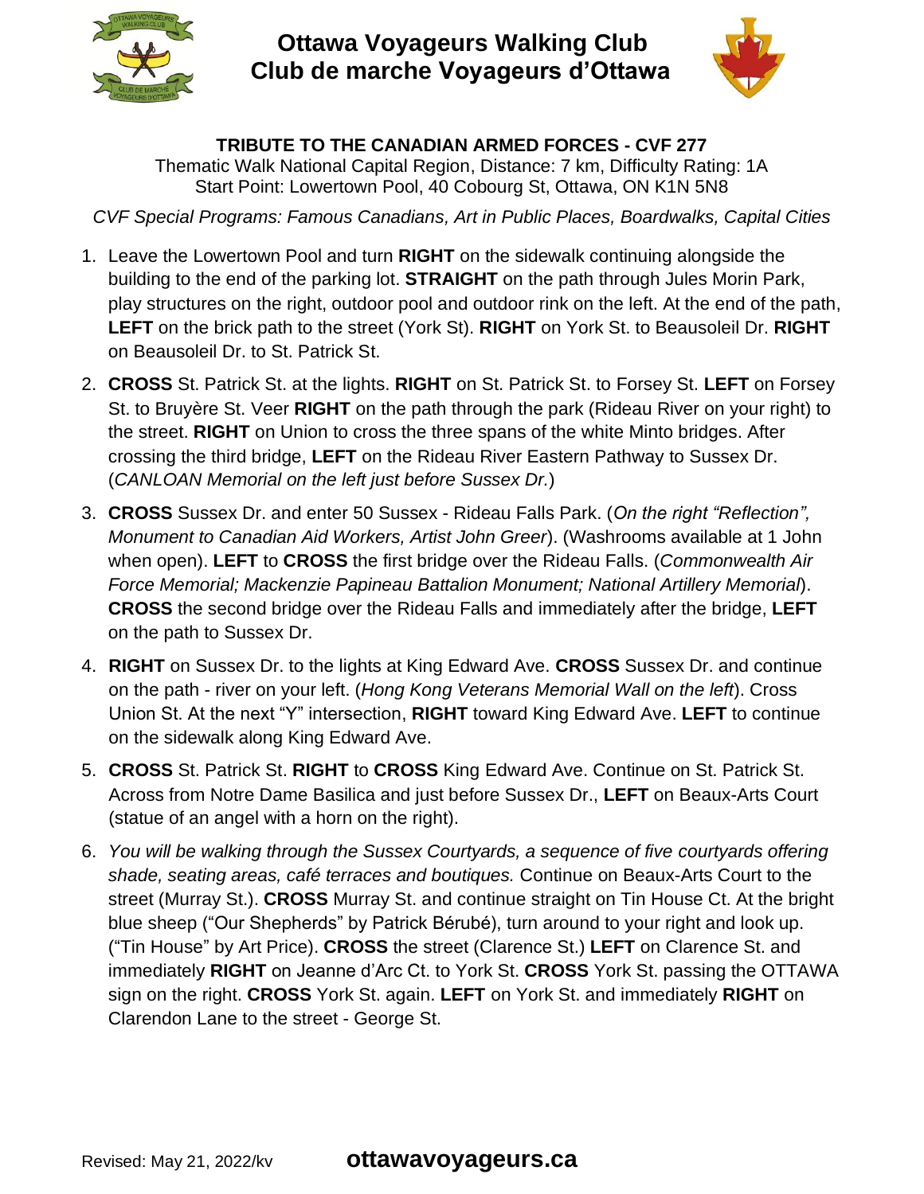# Ottawa Voyageurs Walking Club
# Club de marche Voyageurs d'Ottawa

**TRIBUTE TO THE CANADIAN ARMED FORCES - CVF 277**

Thematic Walk National Capital Region, Distance: 7 km, Difficulty Rating: 1A
Start Point: Lowertown Pool, 40 Cobourg St, Ottawa, ON K1N 5N8

*CVF Special Programs: Famous Canadians, Art in Public Places, Boardwalks, Capital Cities*

1. Leave the Lowertown Pool and turn **RIGHT** on the sidewalk continuing alongside the building to the end of the parking lot. **STRAIGHT** on the path through Jules Morin Park, play structures on the right, outdoor pool and outdoor rink on the left. At the end of the path, **LEFT** on the brick path to the street (York St). **RIGHT** on York St. to Beausoleil Dr. **RIGHT** on Beausoleil Dr. to St. Patrick St.
2. **CROSS** St. Patrick St. at the lights. **RIGHT** on St. Patrick St. to Forsey St. **LEFT** on Forsey St. to Bruyère St. Veer **RIGHT** on the path through the park (Rideau River on your right) to the street. **RIGHT** on Union to cross the three spans of the white Minto bridges. After crossing the third bridge, **LEFT** on the Rideau River Eastern Pathway to Sussex Dr. (*CANLOAN Memorial on the left just before Sussex Dr.*)
3. **CROSS** Sussex Dr. and enter 50 Sussex - Rideau Falls Park. (*On the right "Reflection", Monument to Canadian Aid Workers, Artist John Greer*). (Washrooms available at 1 John when open). **LEFT** to **CROSS** the first bridge over the Rideau Falls. (*Commonwealth Air Force Memorial; Mackenzie Papineau Battalion Monument; National Artillery Memorial*). **CROSS** the second bridge over the Rideau Falls and immediately after the bridge, **LEFT** on the path to Sussex Dr.
4. **RIGHT** on Sussex Dr. to the lights at King Edward Ave. **CROSS** Sussex Dr. and continue on the path - river on your left. (*Hong Kong Veterans Memorial Wall on the left*). Cross Union St. At the next "Y" intersection, **RIGHT** toward King Edward Ave. **LEFT** to continue on the sidewalk along King Edward Ave.
5. **CROSS** St. Patrick St. **RIGHT** to **CROSS** King Edward Ave. Continue on St. Patrick St. Across from Notre Dame Basilica and just before Sussex Dr., **LEFT** on Beaux-Arts Court (statue of an angel with a horn on the right).
6. *You will be walking through the Sussex Courtyards, a sequence of five courtyards offering shade, seating areas, café terraces and boutiques.* Continue on Beaux-Arts Court to the street (Murray St.). **CROSS** Murray St. and continue straight on Tin House Ct. At the bright blue sheep ("Our Shepherds" by Patrick Bérubé), turn around to your right and look up. ("Tin House" by Art Price). **CROSS** the street (Clarence St.) **LEFT** on Clarence St. and immediately **RIGHT** on Jeanne d'Arc Ct. to York St. **CROSS** York St. passing the OTTAWA sign on the right. **CROSS** York St. again. **LEFT** on York St. and immediately **RIGHT** on Clarendon Lane to the street - George St.

Revised: May 21, 2022/kv **ottawavoyageurs.ca**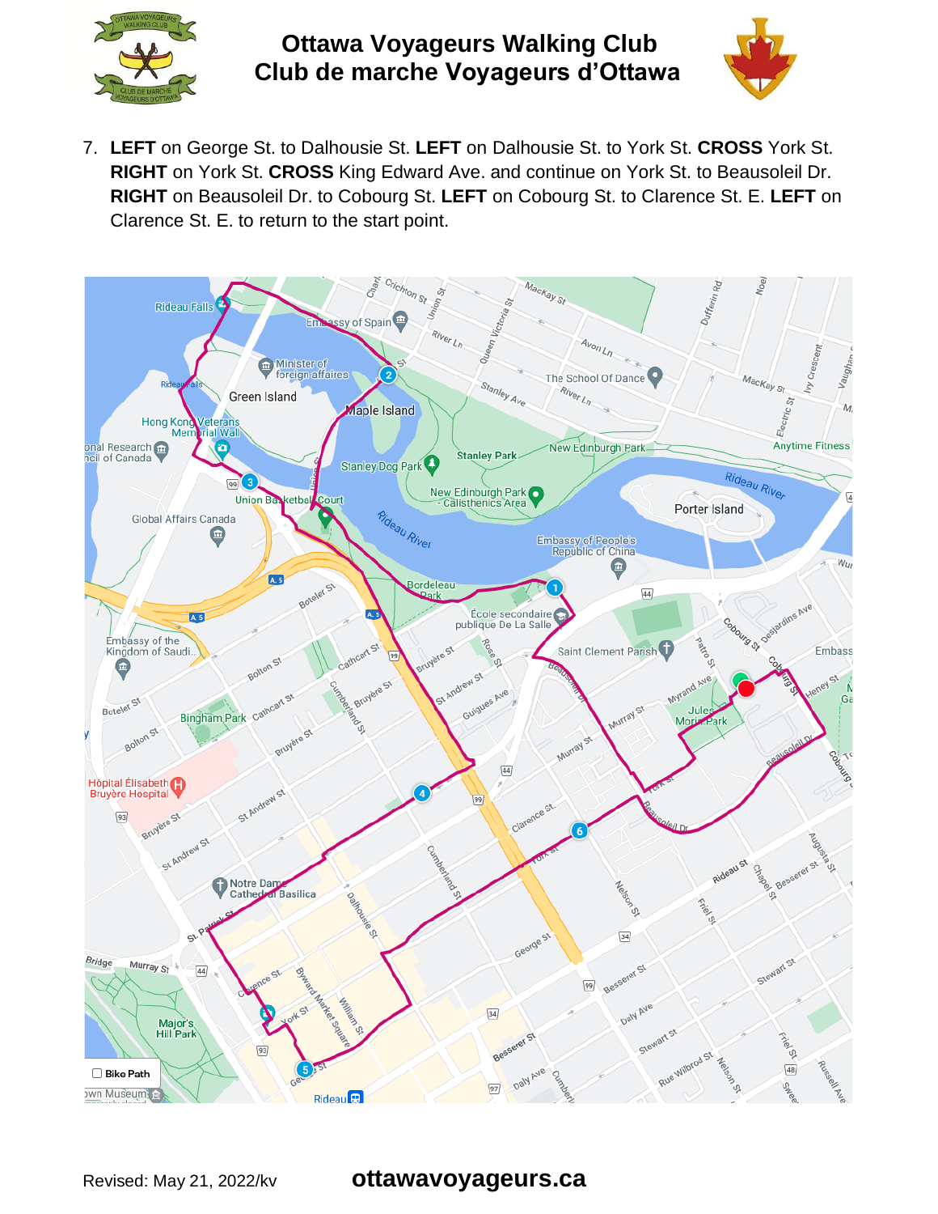# Ottawa Voyageurs Walking Club
# Club de marche Voyageurs d'Ottawa

7. **LEFT** on George St. to Dalhousie St. **LEFT** on Dalhousie St. to York St. **CROSS** York St. **RIGHT** on York St. **CROSS** King Edward Ave. and continue on York St. to Beausoleil Dr. **RIGHT** on Beausoleil Dr. to Cobourg St. **LEFT** on Cobourg St. to Clarence St. E. **LEFT** on Clarence St. E. to return to the start point.

Revised: May 21, 2022/kv

**ottawavoyageurs.ca**